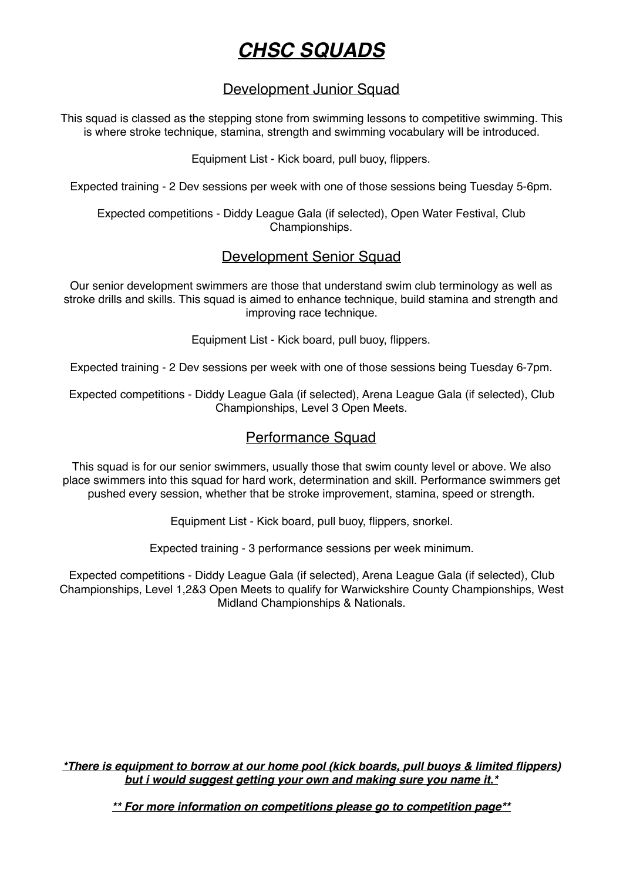# ***CHSC SQUADS***

## Development Junior Squad

This squad is classed as the stepping stone from swimming lessons to competitive swimming. This is where stroke technique, stamina, strength and swimming vocabulary will be introduced.

Equipment List - Kick board, pull buoy, flippers.

Expected training - 2 Dev sessions per week with one of those sessions being Tuesday 5-6pm.

Expected competitions - Diddy League Gala (if selected), Open Water Festival, Club Championships.

## Development Senior Squad

Our senior development swimmers are those that understand swim club terminology as well as stroke drills and skills. This squad is aimed to enhance technique, build stamina and strength and improving race technique.

Equipment List - Kick board, pull buoy, flippers.

Expected training - 2 Dev sessions per week with one of those sessions being Tuesday 6-7pm.

Expected competitions - Diddy League Gala (if selected), Arena League Gala (if selected), Club Championships, Level 3 Open Meets.

## Performance Squad

This squad is for our senior swimmers, usually those that swim county level or above. We also place swimmers into this squad for hard work, determination and skill. Performance swimmers get pushed every session, whether that be stroke improvement, stamina, speed or strength.

Equipment List - Kick board, pull buoy, flippers, snorkel.

Expected training - 3 performance sessions per week minimum.

Expected competitions - Diddy League Gala (if selected), Arena League Gala (if selected), Club Championships, Level 1,2&3 Open Meets to qualify for Warwickshire County Championships, West Midland Championships & Nationals.

***\*There is equipment to borrow at our home pool (kick boards, pull buoys & limited flippers) but i would suggest getting your own and making sure you name it.\****

***\*\* For more information on competitions please go to competition page\*\****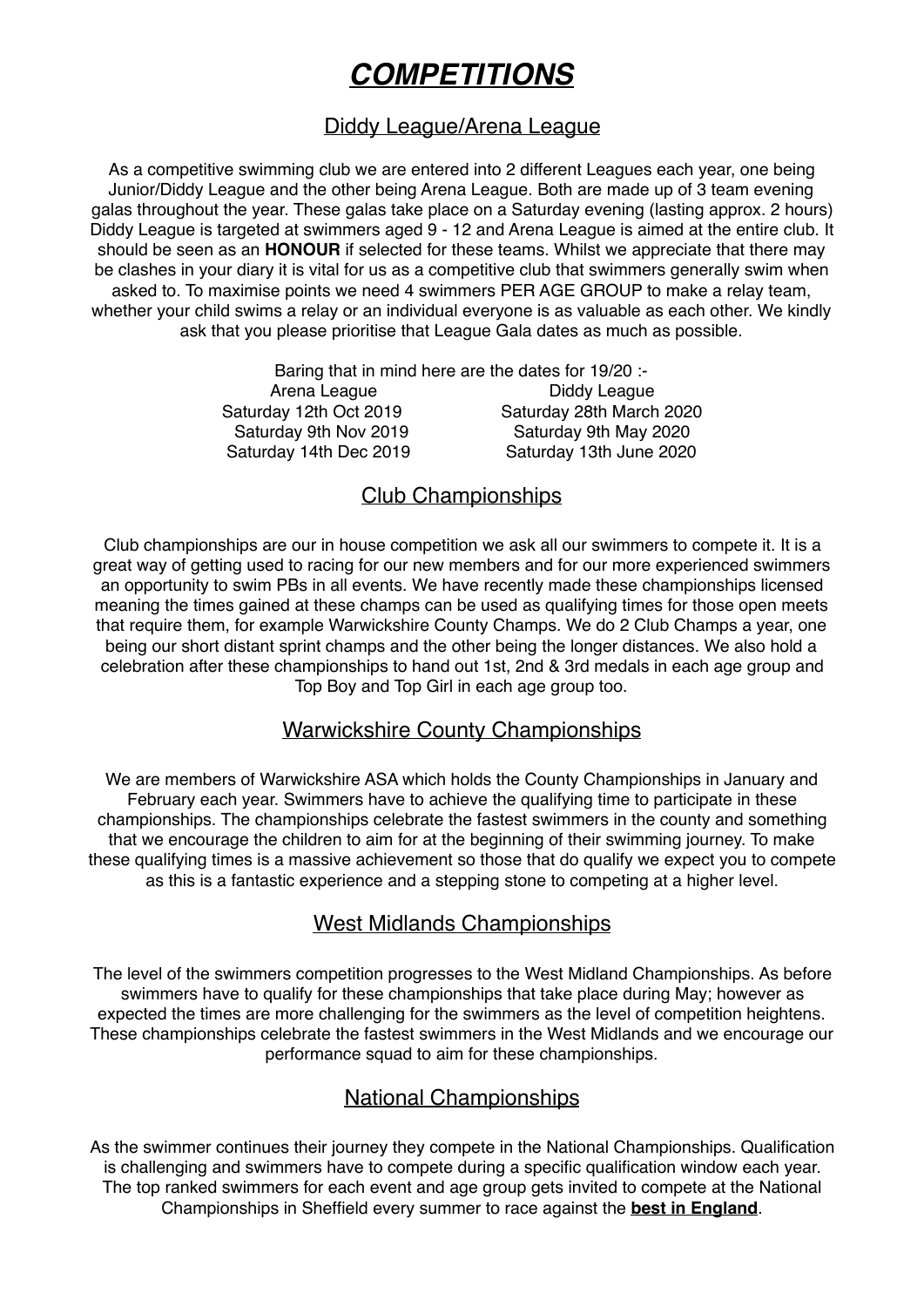# ***COMPETITIONS***

## Diddy League/Arena League

As a competitive swimming club we are entered into 2 different Leagues each year, one being Junior/Diddy League and the other being Arena League. Both are made up of 3 team evening galas throughout the year. These galas take place on a Saturday evening (lasting approx. 2 hours) Diddy League is targeted at swimmers aged 9 - 12 and Arena League is aimed at the entire club. It should be seen as an **HONOUR** if selected for these teams. Whilst we appreciate that there may be clashes in your diary it is vital for us as a competitive club that swimmers generally swim when asked to. To maximise points we need 4 swimmers PER AGE GROUP to make a relay team, whether your child swims a relay or an individual everyone is as valuable as each other. We kindly ask that you please prioritise that League Gala dates as much as possible.

Baring that in mind here are the dates for 19/20 :-

| Arena League | Diddy League |
| --- | --- |
| Saturday 12th Oct 2019 | Saturday 28th March 2020 |
| Saturday 9th Nov 2019 | Saturday 9th May 2020 |
| Saturday 14th Dec 2019 | Saturday 13th June 2020 |

## Club Championships

Club championships are our in house competition we ask all our swimmers to compete it. It is a great way of getting used to racing for our new members and for our more experienced swimmers an opportunity to swim PBs in all events. We have recently made these championships licensed meaning the times gained at these champs can be used as qualifying times for those open meets that require them, for example Warwickshire County Champs. We do 2 Club Champs a year, one being our short distant sprint champs and the other being the longer distances. We also hold a celebration after these championships to hand out 1st, 2nd & 3rd medals in each age group and Top Boy and Top Girl in each age group too.

## Warwickshire County Championships

We are members of Warwickshire ASA which holds the County Championships in January and February each year. Swimmers have to achieve the qualifying time to participate in these championships. The championships celebrate the fastest swimmers in the county and something that we encourage the children to aim for at the beginning of their swimming journey. To make these qualifying times is a massive achievement so those that do qualify we expect you to compete as this is a fantastic experience and a stepping stone to competing at a higher level.

## West Midlands Championships

The level of the swimmers competition progresses to the West Midland Championships. As before swimmers have to qualify for these championships that take place during May; however as expected the times are more challenging for the swimmers as the level of competition heightens. These championships celebrate the fastest swimmers in the West Midlands and we encourage our performance squad to aim for these championships.

## National Championships

As the swimmer continues their journey they compete in the National Championships. Qualification is challenging and swimmers have to compete during a specific qualification window each year. The top ranked swimmers for each event and age group gets invited to compete at the National Championships in Sheffield every summer to race against the **best in England**.